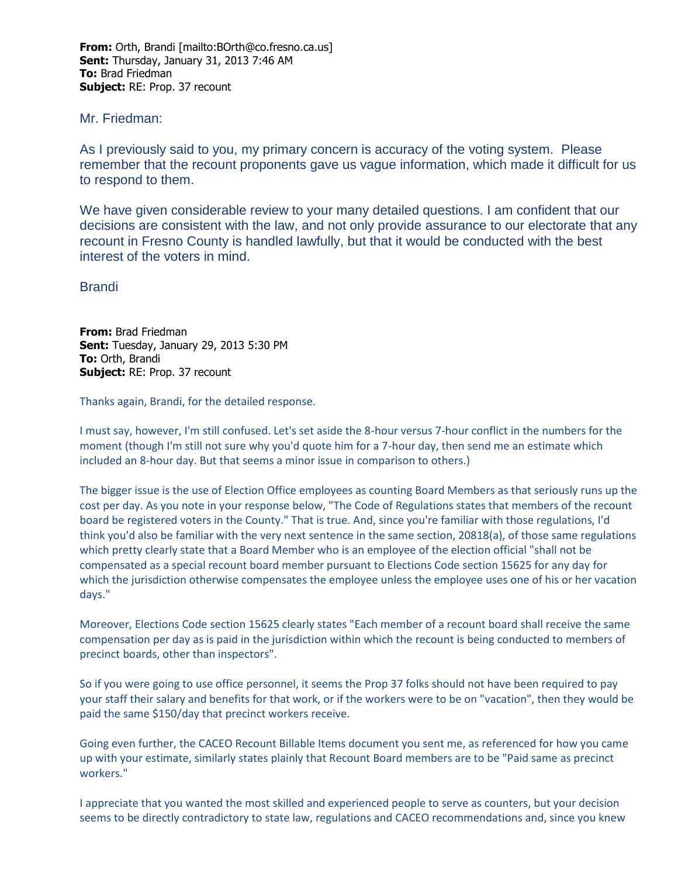**From:** Orth, Brandi [mailto:BOrth@co.fresno.ca.us]
**Sent:** Thursday, January 31, 2013 7:46 AM
**To:** Brad Friedman
**Subject:** RE: Prop. 37 recount

Mr. Friedman:

As I previously said to you, my primary concern is accuracy of the voting system. Please remember that the recount proponents gave us vague information, which made it difficult for us to respond to them.

We have given considerable review to your many detailed questions. I am confident that our decisions are consistent with the law, and not only provide assurance to our electorate that any recount in Fresno County is handled lawfully, but that it would be conducted with the best interest of the voters in mind.

Brandi

**From:** Brad Friedman
**Sent:** Tuesday, January 29, 2013 5:30 PM
**To:** Orth, Brandi
**Subject:** RE: Prop. 37 recount

Thanks again, Brandi, for the detailed response.

I must say, however, I'm still confused. Let's set aside the 8-hour versus 7-hour conflict in the numbers for the moment (though I'm still not sure why you'd quote him for a 7-hour day, then send me an estimate which included an 8-hour day. But that seems a minor issue in comparison to others.)

The bigger issue is the use of Election Office employees as counting Board Members as that seriously runs up the cost per day. As you note in your response below, "The Code of Regulations states that members of the recount board be registered voters in the County." That is true. And, since you're familiar with those regulations, I'd think you'd also be familiar with the very next sentence in the same section, 20818(a), of those same regulations which pretty clearly state that a Board Member who is an employee of the election official "shall not be compensated as a special recount board member pursuant to Elections Code section 15625 for any day for which the jurisdiction otherwise compensates the employee unless the employee uses one of his or her vacation days."

Moreover, Elections Code section 15625 clearly states "Each member of a recount board shall receive the same compensation per day as is paid in the jurisdiction within which the recount is being conducted to members of precinct boards, other than inspectors".

So if you were going to use office personnel, it seems the Prop 37 folks should not have been required to pay your staff their salary and benefits for that work, or if the workers were to be on "vacation", then they would be paid the same $150/day that precinct workers receive.

Going even further, the CACEO Recount Billable Items document you sent me, as referenced for how you came up with your estimate, similarly states plainly that Recount Board members are to be "Paid same as precinct workers."

I appreciate that you wanted the most skilled and experienced people to serve as counters, but your decision seems to be directly contradictory to state law, regulations and CACEO recommendations and, since you knew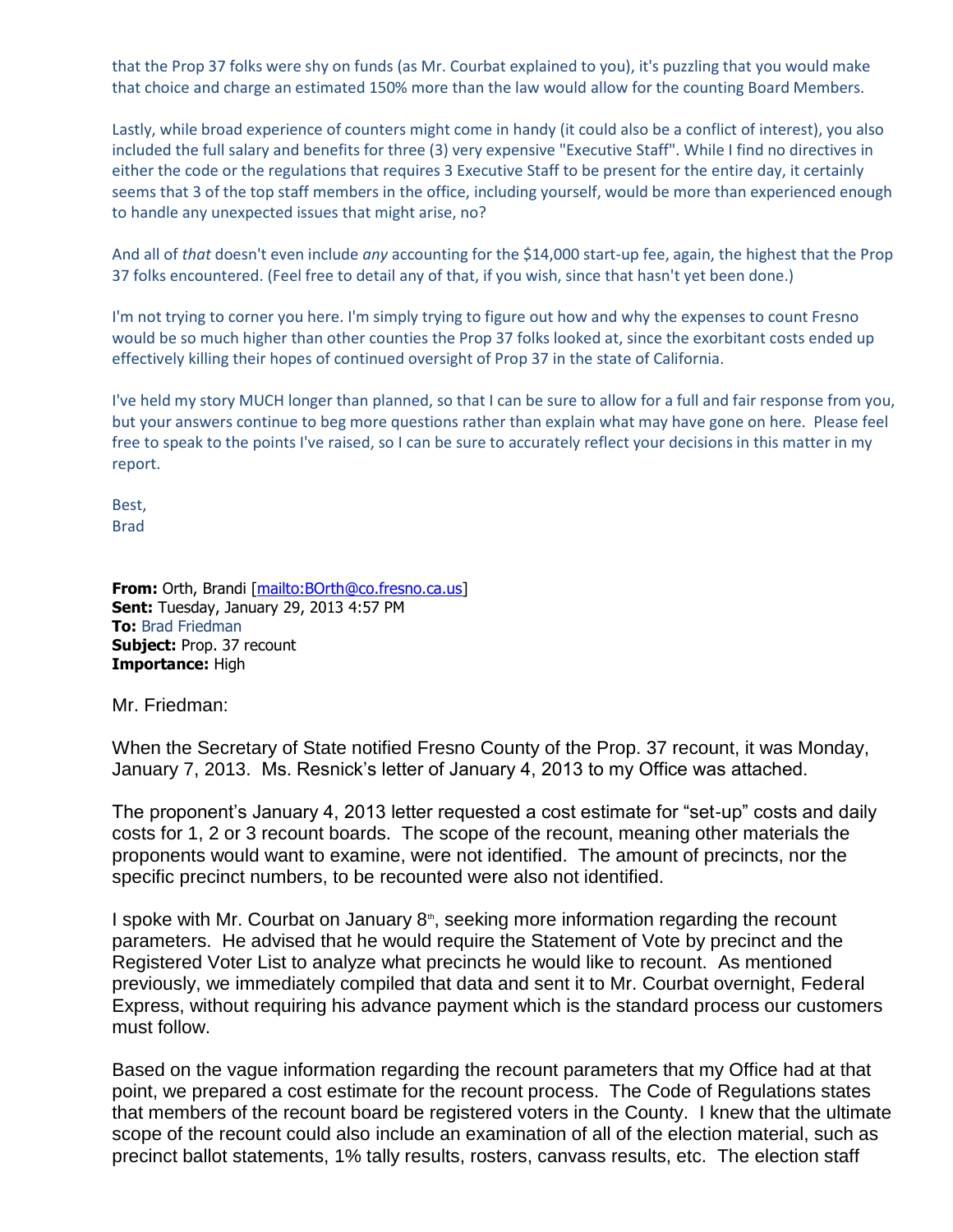that the Prop 37 folks were shy on funds (as Mr. Courbat explained to you), it's puzzling that you would make that choice and charge an estimated 150% more than the law would allow for the counting Board Members.

Lastly, while broad experience of counters might come in handy (it could also be a conflict of interest), you also included the full salary and benefits for three (3) very expensive "Executive Staff". While I find no directives in either the code or the regulations that requires 3 Executive Staff to be present for the entire day, it certainly seems that 3 of the top staff members in the office, including yourself, would be more than experienced enough to handle any unexpected issues that might arise, no?

And all of *that* doesn't even include *any* accounting for the $14,000 start-up fee, again, the highest that the Prop 37 folks encountered. (Feel free to detail any of that, if you wish, since that hasn't yet been done.)

I'm not trying to corner you here. I'm simply trying to figure out how and why the expenses to count Fresno would be so much higher than other counties the Prop 37 folks looked at, since the exorbitant costs ended up effectively killing their hopes of continued oversight of Prop 37 in the state of California.

I've held my story MUCH longer than planned, so that I can be sure to allow for a full and fair response from you, but your answers continue to beg more questions rather than explain what may have gone on here. Please feel free to speak to the points I've raised, so I can be sure to accurately reflect your decisions in this matter in my report.

Best,
Brad

**From:** Orth, Brandi [mailto:BOrth@co.fresno.ca.us]
**Sent:** Tuesday, January 29, 2013 4:57 PM
**To:** Brad Friedman
**Subject:** Prop. 37 recount
**Importance:** High

Mr. Friedman:

When the Secretary of State notified Fresno County of the Prop. 37 recount, it was Monday, January 7, 2013. Ms. Resnick's letter of January 4, 2013 to my Office was attached.

The proponent's January 4, 2013 letter requested a cost estimate for "set-up" costs and daily costs for 1, 2 or 3 recount boards. The scope of the recount, meaning other materials the proponents would want to examine, were not identified. The amount of precincts, nor the specific precinct numbers, to be recounted were also not identified.

I spoke with Mr. Courbat on January 8th, seeking more information regarding the recount parameters. He advised that he would require the Statement of Vote by precinct and the Registered Voter List to analyze what precincts he would like to recount. As mentioned previously, we immediately compiled that data and sent it to Mr. Courbat overnight, Federal Express, without requiring his advance payment which is the standard process our customers must follow.

Based on the vague information regarding the recount parameters that my Office had at that point, we prepared a cost estimate for the recount process. The Code of Regulations states that members of the recount board be registered voters in the County. I knew that the ultimate scope of the recount could also include an examination of all of the election material, such as precinct ballot statements, 1% tally results, rosters, canvass results, etc. The election staff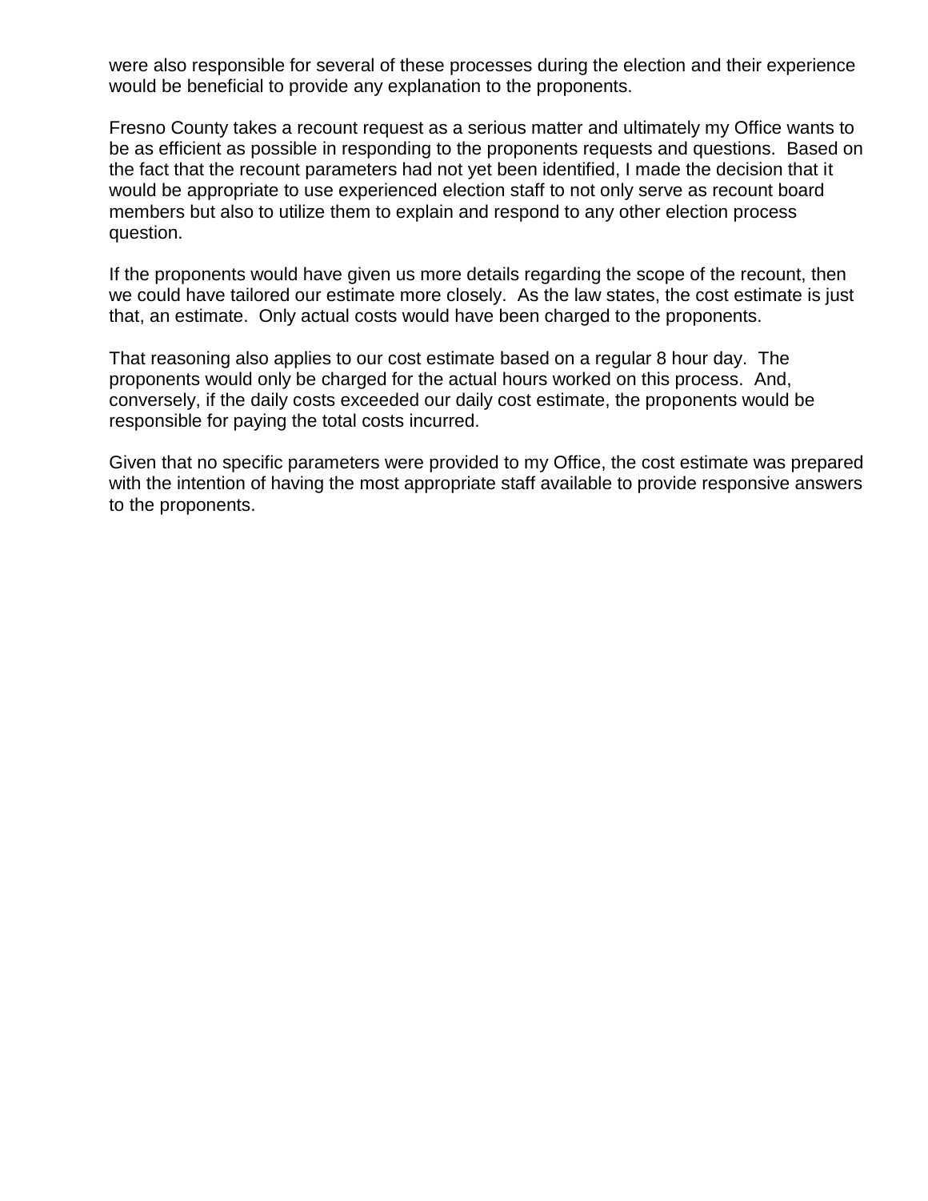were also responsible for several of these processes during the election and their experience would be beneficial to provide any explanation to the proponents.

Fresno County takes a recount request as a serious matter and ultimately my Office wants to be as efficient as possible in responding to the proponents requests and questions. Based on the fact that the recount parameters had not yet been identified, I made the decision that it would be appropriate to use experienced election staff to not only serve as recount board members but also to utilize them to explain and respond to any other election process question.

If the proponents would have given us more details regarding the scope of the recount, then we could have tailored our estimate more closely. As the law states, the cost estimate is just that, an estimate. Only actual costs would have been charged to the proponents.

That reasoning also applies to our cost estimate based on a regular 8 hour day. The proponents would only be charged for the actual hours worked on this process. And, conversely, if the daily costs exceeded our daily cost estimate, the proponents would be responsible for paying the total costs incurred.

Given that no specific parameters were provided to my Office, the cost estimate was prepared with the intention of having the most appropriate staff available to provide responsive answers to the proponents.